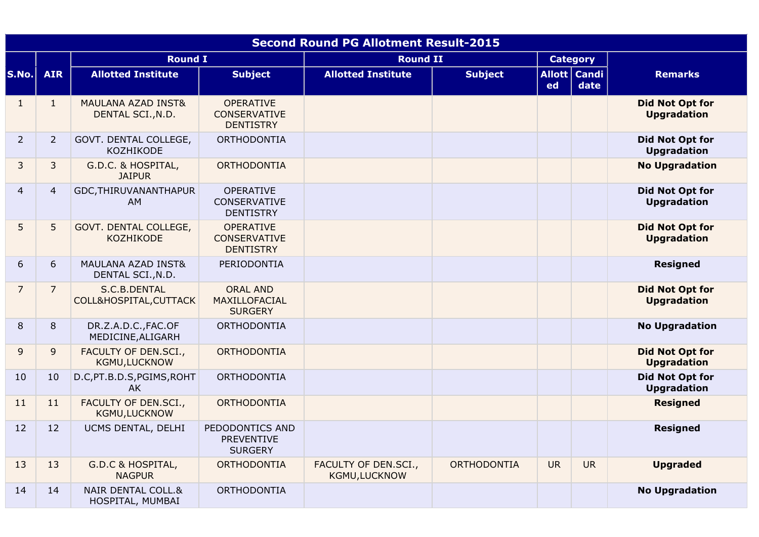| Second Round PG Allotment Result-2015 | | | | | | | | |
|---|---|---|---|---|---|---|---|---|
| S.No. | AIR | Round I | | Round II | | Category | | Remarks |
| | | Allotted Institute | Subject | Allotted Institute | Subject | Allotted | Candidate | |
| 1 | 1 | MAULANA AZAD INST& DENTAL SCI.,N.D. | OPERATIVE CONSERVATIVE DENTISTRY | | | | | **Did Not Opt for Upgradation** |
| 2 | 2 | GOVT. DENTAL COLLEGE, KOZHIKODE | ORTHODONTIA | | | | | **Did Not Opt for Upgradation** |
| 3 | 3 | G.D.C. & HOSPITAL, JAIPUR | ORTHODONTIA | | | | | **No Upgradation** |
| 4 | 4 | GDC,THIRUVANANTHAPURAM | OPERATIVE CONSERVATIVE DENTISTRY | | | | | **Did Not Opt for Upgradation** |
| 5 | 5 | GOVT. DENTAL COLLEGE, KOZHIKODE | OPERATIVE CONSERVATIVE DENTISTRY | | | | | **Did Not Opt for Upgradation** |
| 6 | 6 | MAULANA AZAD INST& DENTAL SCI.,N.D. | PERIODONTIA | | | | | **Resigned** |
| 7 | 7 | S.C.B.DENTAL COLL&HOSPITAL,CUTTACK | ORAL AND MAXILLOFACIAL SURGERY | | | | | **Did Not Opt for Upgradation** |
| 8 | 8 | DR.Z.A.D.C.,FAC.OF MEDICINE,ALIGARH | ORTHODONTIA | | | | | **No Upgradation** |
| 9 | 9 | FACULTY OF DEN.SCI., KGMU,LUCKNOW | ORTHODONTIA | | | | | **Did Not Opt for Upgradation** |
| 10 | 10 | D.C,PT.B.D.S,PGIMS,ROHTAK | ORTHODONTIA | | | | | **Did Not Opt for Upgradation** |
| 11 | 11 | FACULTY OF DEN.SCI., KGMU,LUCKNOW | ORTHODONTIA | | | | | **Resigned** |
| 12 | 12 | UCMS DENTAL, DELHI | PEDODONTICS AND PREVENTIVE SURGERY | | | | | **Resigned** |
| 13 | 13 | G.D.C & HOSPITAL, NAGPUR | ORTHODONTIA | FACULTY OF DEN.SCI., KGMU,LUCKNOW | ORTHODONTIA | UR | UR | **Upgraded** |
| 14 | 14 | NAIR DENTAL COLL.& HOSPITAL, MUMBAI | ORTHODONTIA | | | | | **No Upgradation** |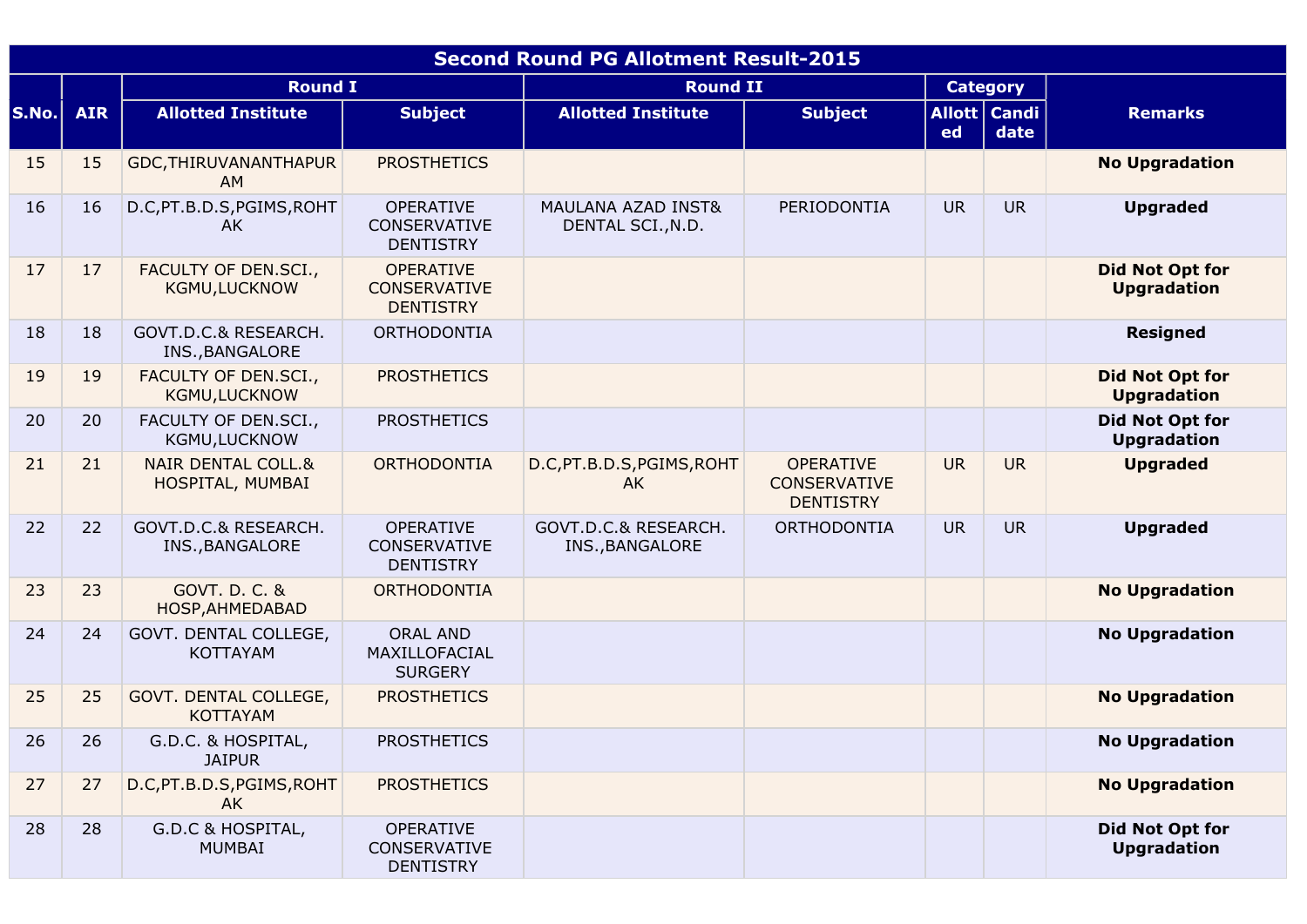| Second Round PG Allotment Result-2015 | | | | | | | | |
|---|---|---|---|---|---|---|---|---|
| S.No. | AIR | Round I | | Round II | | Category | | Remarks |
| | | Allotted Institute | Subject | Allotted Institute | Subject | Allotted | Candidate | |
| 15 | 15 | GDC,THIRUVANANTHAPURAM | PROSTHETICS | | | | | **No Upgradation** |
| 16 | 16 | D.C,PT.B.D.S,PGIMS,ROHTAK | OPERATIVE CONSERVATIVE DENTISTRY | MAULANA AZAD INST& DENTAL SCI.,N.D. | PERIODONTIA | UR | UR | **Upgraded** |
| 17 | 17 | FACULTY OF DEN.SCI., KGMU,LUCKNOW | OPERATIVE CONSERVATIVE DENTISTRY | | | | | **Did Not Opt for Upgradation** |
| 18 | 18 | GOVT.D.C.& RESEARCH. INS.,BANGALORE | ORTHODONTIA | | | | | **Resigned** |
| 19 | 19 | FACULTY OF DEN.SCI., KGMU,LUCKNOW | PROSTHETICS | | | | | **Did Not Opt for Upgradation** |
| 20 | 20 | FACULTY OF DEN.SCI., KGMU,LUCKNOW | PROSTHETICS | | | | | **Did Not Opt for Upgradation** |
| 21 | 21 | NAIR DENTAL COLL.& HOSPITAL, MUMBAI | ORTHODONTIA | D.C,PT.B.D.S,PGIMS,ROHTAK | OPERATIVE CONSERVATIVE DENTISTRY | UR | UR | **Upgraded** |
| 22 | 22 | GOVT.D.C.& RESEARCH. INS.,BANGALORE | OPERATIVE CONSERVATIVE DENTISTRY | GOVT.D.C.& RESEARCH. INS.,BANGALORE | ORTHODONTIA | UR | UR | **Upgraded** |
| 23 | 23 | GOVT. D. C. & HOSP,AHMEDABAD | ORTHODONTIA | | | | | **No Upgradation** |
| 24 | 24 | GOVT. DENTAL COLLEGE, KOTTAYAM | ORAL AND MAXILLOFACIAL SURGERY | | | | | **No Upgradation** |
| 25 | 25 | GOVT. DENTAL COLLEGE, KOTTAYAM | PROSTHETICS | | | | | **No Upgradation** |
| 26 | 26 | G.D.C. & HOSPITAL, JAIPUR | PROSTHETICS | | | | | **No Upgradation** |
| 27 | 27 | D.C,PT.B.D.S,PGIMS,ROHTAK | PROSTHETICS | | | | | **No Upgradation** |
| 28 | 28 | G.D.C & HOSPITAL, MUMBAI | OPERATIVE CONSERVATIVE DENTISTRY | | | | | **Did Not Opt for Upgradation** |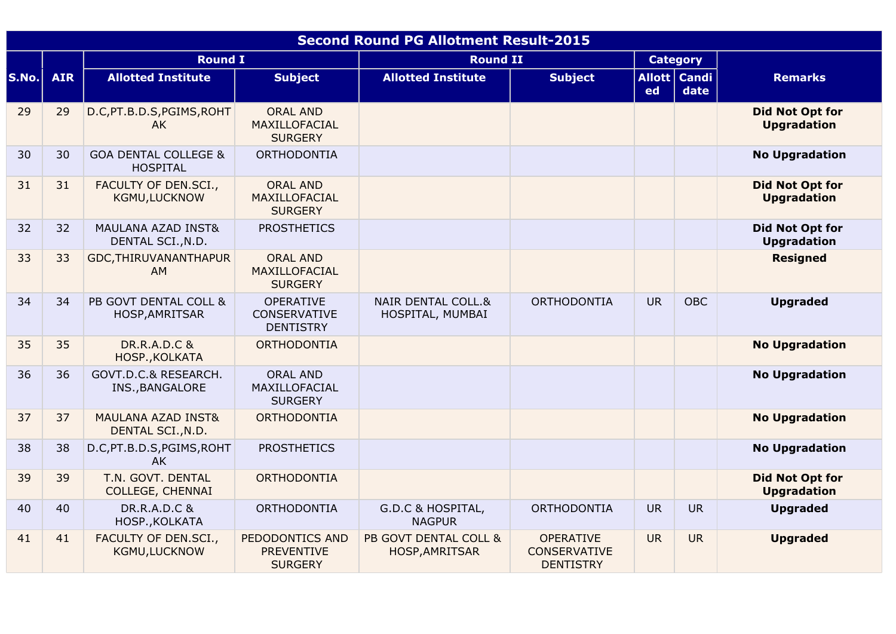| Second Round PG Allotment Result-2015 | | | | | | | | |
|---|---|---|---|---|---|---|---|---|
| S.No. | AIR | Round I | | Round II | | Category | | Remarks |
| | | Allotted Institute | Subject | Allotted Institute | Subject | Allotted | Candidate | |
| 29 | 29 | D.C,PT.B.D.S,PGIMS,ROHTAK | ORAL AND MAXILLOFACIAL SURGERY | | | | | **Did Not Opt for Upgradation** |
| 30 | 30 | GOA DENTAL COLLEGE & HOSPITAL | ORTHODONTIA | | | | | **No Upgradation** |
| 31 | 31 | FACULTY OF DEN.SCI., KGMU,LUCKNOW | ORAL AND MAXILLOFACIAL SURGERY | | | | | **Did Not Opt for Upgradation** |
| 32 | 32 | MAULANA AZAD INST& DENTAL SCI.,N.D. | PROSTHETICS | | | | | **Did Not Opt for Upgradation** |
| 33 | 33 | GDC,THIRUVANANTHAPURAM | ORAL AND MAXILLOFACIAL SURGERY | | | | | **Resigned** |
| 34 | 34 | PB GOVT DENTAL COLL & HOSP,AMRITSAR | OPERATIVE CONSERVATIVE DENTISTRY | NAIR DENTAL COLL.& HOSPITAL, MUMBAI | ORTHODONTIA | UR | OBC | **Upgraded** |
| 35 | 35 | DR.R.A.D.C & HOSP.,KOLKATA | ORTHODONTIA | | | | | **No Upgradation** |
| 36 | 36 | GOVT.D.C.& RESEARCH. INS.,BANGALORE | ORAL AND MAXILLOFACIAL SURGERY | | | | | **No Upgradation** |
| 37 | 37 | MAULANA AZAD INST& DENTAL SCI.,N.D. | ORTHODONTIA | | | | | **No Upgradation** |
| 38 | 38 | D.C,PT.B.D.S,PGIMS,ROHTAK | PROSTHETICS | | | | | **No Upgradation** |
| 39 | 39 | T.N. GOVT. DENTAL COLLEGE, CHENNAI | ORTHODONTIA | | | | | **Did Not Opt for Upgradation** |
| 40 | 40 | DR.R.A.D.C & HOSP.,KOLKATA | ORTHODONTIA | G.D.C & HOSPITAL, NAGPUR | ORTHODONTIA | UR | UR | **Upgraded** |
| 41 | 41 | FACULTY OF DEN.SCI., KGMU,LUCKNOW | PEDODONTICS AND PREVENTIVE SURGERY | PB GOVT DENTAL COLL & HOSP,AMRITSAR | OPERATIVE CONSERVATIVE DENTISTRY | UR | UR | **Upgraded** |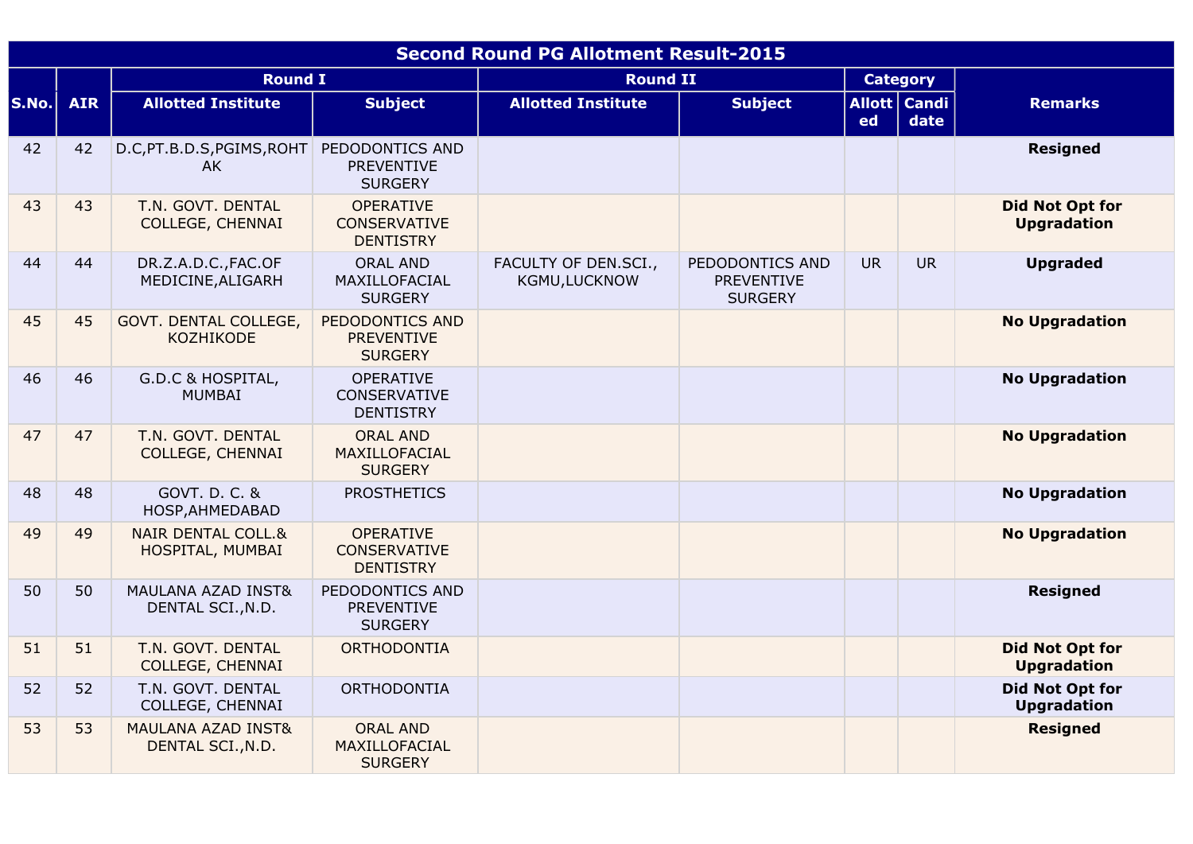| Second Round PG Allotment Result-2015 | | | | | | | | |
|---|---|---|---|---|---|---|---|---|
| S.No. | AIR | Round I | | Round II | | Category | | Remarks |
| | | Allotted Institute | Subject | Allotted Institute | Subject | Allotted | Candidate | |
| 42 | 42 | D.C,PT.B.D.S,PGIMS,ROHTAK | PEDODONTICS AND PREVENTIVE SURGERY | | | | | **Resigned** |
| 43 | 43 | T.N. GOVT. DENTAL COLLEGE, CHENNAI | OPERATIVE CONSERVATIVE DENTISTRY | | | | | **Did Not Opt for Upgradation** |
| 44 | 44 | DR.Z.A.D.C.,FAC.OF MEDICINE,ALIGARH | ORAL AND MAXILLOFACIAL SURGERY | FACULTY OF DEN.SCI., KGMU,LUCKNOW | PEDODONTICS AND PREVENTIVE SURGERY | UR | UR | **Upgraded** |
| 45 | 45 | GOVT. DENTAL COLLEGE, KOZHIKODE | PEDODONTICS AND PREVENTIVE SURGERY | | | | | **No Upgradation** |
| 46 | 46 | G.D.C & HOSPITAL, MUMBAI | OPERATIVE CONSERVATIVE DENTISTRY | | | | | **No Upgradation** |
| 47 | 47 | T.N. GOVT. DENTAL COLLEGE, CHENNAI | ORAL AND MAXILLOFACIAL SURGERY | | | | | **No Upgradation** |
| 48 | 48 | GOVT. D. C. & HOSP,AHMEDABAD | PROSTHETICS | | | | | **No Upgradation** |
| 49 | 49 | NAIR DENTAL COLL.& HOSPITAL, MUMBAI | OPERATIVE CONSERVATIVE DENTISTRY | | | | | **No Upgradation** |
| 50 | 50 | MAULANA AZAD INST& DENTAL SCI.,N.D. | PEDODONTICS AND PREVENTIVE SURGERY | | | | | **Resigned** |
| 51 | 51 | T.N. GOVT. DENTAL COLLEGE, CHENNAI | ORTHODONTIA | | | | | **Did Not Opt for Upgradation** |
| 52 | 52 | T.N. GOVT. DENTAL COLLEGE, CHENNAI | ORTHODONTIA | | | | | **Did Not Opt for Upgradation** |
| 53 | 53 | MAULANA AZAD INST& DENTAL SCI.,N.D. | ORAL AND MAXILLOFACIAL SURGERY | | | | | **Resigned** |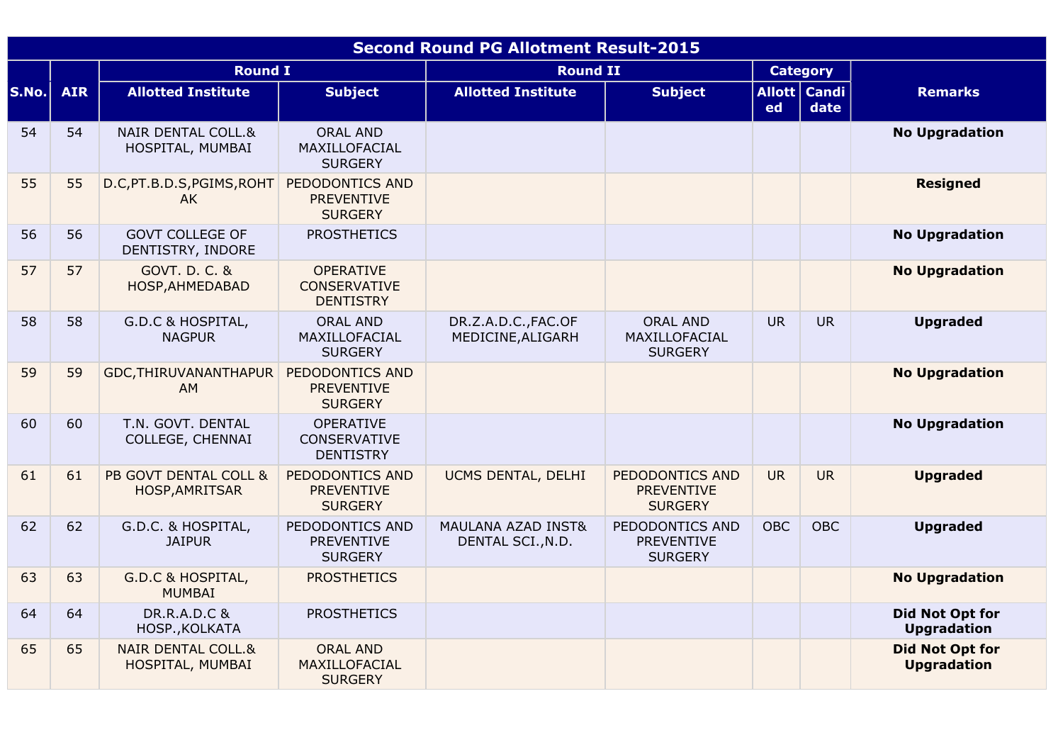| Second Round PG Allotment Result-2015 | | | | | | | | |
|---|---|---|---|---|---|---|---|---|
| | | Round I | | Round II | | Category | | |
| S.No. | AIR | Allotted Institute | Subject | Allotted Institute | Subject | Allotted | Candidate | Remarks |
| 54 | 54 | NAIR DENTAL COLL.& HOSPITAL, MUMBAI | ORAL AND MAXILLOFACIAL SURGERY | | | | | **No Upgradation** |
| 55 | 55 | D.C,PT.B.D.S,PGIMS,ROHTAK | PEDODONTICS AND PREVENTIVE SURGERY | | | | | **Resigned** |
| 56 | 56 | GOVT COLLEGE OF DENTISTRY, INDORE | PROSTHETICS | | | | | **No Upgradation** |
| 57 | 57 | GOVT. D. C. & HOSP,AHMEDABAD | OPERATIVE CONSERVATIVE DENTISTRY | | | | | **No Upgradation** |
| 58 | 58 | G.D.C & HOSPITAL, NAGPUR | ORAL AND MAXILLOFACIAL SURGERY | DR.Z.A.D.C.,FAC.OF MEDICINE,ALIGARH | ORAL AND MAXILLOFACIAL SURGERY | UR | UR | **Upgraded** |
| 59 | 59 | GDC,THIRUVANANTHAPURAM | PEDODONTICS AND PREVENTIVE SURGERY | | | | | **No Upgradation** |
| 60 | 60 | T.N. GOVT. DENTAL COLLEGE, CHENNAI | OPERATIVE CONSERVATIVE DENTISTRY | | | | | **No Upgradation** |
| 61 | 61 | PB GOVT DENTAL COLL & HOSP,AMRITSAR | PEDODONTICS AND PREVENTIVE SURGERY | UCMS DENTAL, DELHI | PEDODONTICS AND PREVENTIVE SURGERY | UR | UR | **Upgraded** |
| 62 | 62 | G.D.C. & HOSPITAL, JAIPUR | PEDODONTICS AND PREVENTIVE SURGERY | MAULANA AZAD INST& DENTAL SCI.,N.D. | PEDODONTICS AND PREVENTIVE SURGERY | OBC | OBC | **Upgraded** |
| 63 | 63 | G.D.C & HOSPITAL, MUMBAI | PROSTHETICS | | | | | **No Upgradation** |
| 64 | 64 | DR.R.A.D.C & HOSP.,KOLKATA | PROSTHETICS | | | | | **Did Not Opt for Upgradation** |
| 65 | 65 | NAIR DENTAL COLL.& HOSPITAL, MUMBAI | ORAL AND MAXILLOFACIAL SURGERY | | | | | **Did Not Opt for Upgradation** |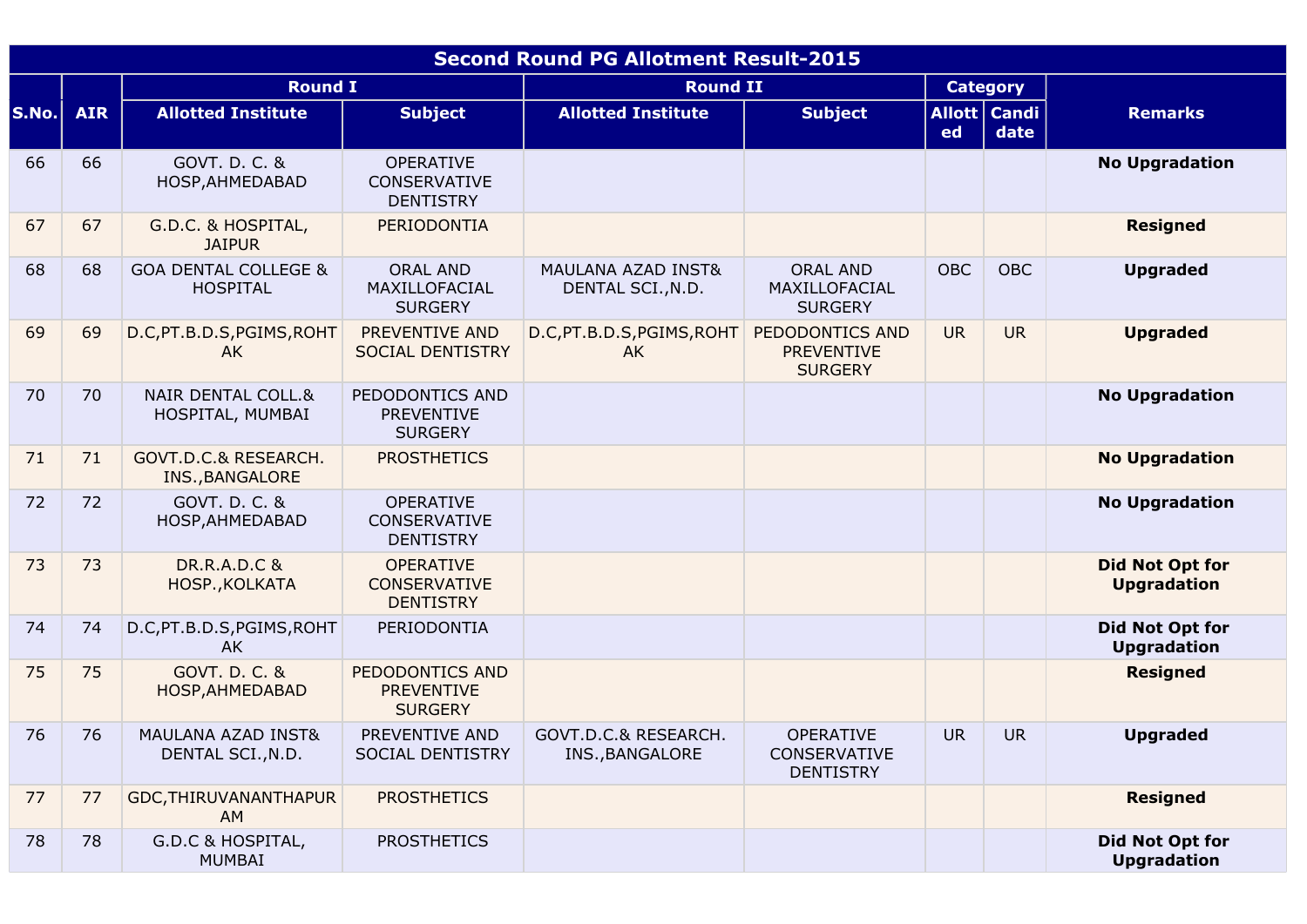| Second Round PG Allotment Result-2015 | | | | | | | | |
|---|---|---|---|---|---|---|---|---|
| S.No. | AIR | Round I | | Round II | | Category | | Remarks |
| | | Allotted Institute | Subject | Allotted Institute | Subject | Allotted | Candidate | |
| 66 | 66 | GOVT. D. C. & HOSP,AHMEDABAD | OPERATIVE CONSERVATIVE DENTISTRY | | | | | **No Upgradation** |
| 67 | 67 | G.D.C. & HOSPITAL, JAIPUR | PERIODONTIA | | | | | **Resigned** |
| 68 | 68 | GOA DENTAL COLLEGE & HOSPITAL | ORAL AND MAXILLOFACIAL SURGERY | MAULANA AZAD INST& DENTAL SCI.,N.D. | ORAL AND MAXILLOFACIAL SURGERY | OBC | OBC | **Upgraded** |
| 69 | 69 | D.C,PT.B.D.S,PGIMS,ROHTAK | PREVENTIVE AND SOCIAL DENTISTRY | D.C,PT.B.D.S,PGIMS,ROHTAK | PEDODONTICS AND PREVENTIVE SURGERY | UR | UR | **Upgraded** |
| 70 | 70 | NAIR DENTAL COLL.& HOSPITAL, MUMBAI | PEDODONTICS AND PREVENTIVE SURGERY | | | | | **No Upgradation** |
| 71 | 71 | GOVT.D.C.& RESEARCH. INS.,BANGALORE | PROSTHETICS | | | | | **No Upgradation** |
| 72 | 72 | GOVT. D. C. & HOSP,AHMEDABAD | OPERATIVE CONSERVATIVE DENTISTRY | | | | | **No Upgradation** |
| 73 | 73 | DR.R.A.D.C & HOSP.,KOLKATA | OPERATIVE CONSERVATIVE DENTISTRY | | | | | **Did Not Opt for Upgradation** |
| 74 | 74 | D.C,PT.B.D.S,PGIMS,ROHTAK | PERIODONTIA | | | | | **Did Not Opt for Upgradation** |
| 75 | 75 | GOVT. D. C. & HOSP,AHMEDABAD | PEDODONTICS AND PREVENTIVE SURGERY | | | | | **Resigned** |
| 76 | 76 | MAULANA AZAD INST& DENTAL SCI.,N.D. | PREVENTIVE AND SOCIAL DENTISTRY | GOVT.D.C.& RESEARCH. INS.,BANGALORE | OPERATIVE CONSERVATIVE DENTISTRY | UR | UR | **Upgraded** |
| 77 | 77 | GDC,THIRUVANANTHAPURAM | PROSTHETICS | | | | | **Resigned** |
| 78 | 78 | G.D.C & HOSPITAL, MUMBAI | PROSTHETICS | | | | | **Did Not Opt for Upgradation** |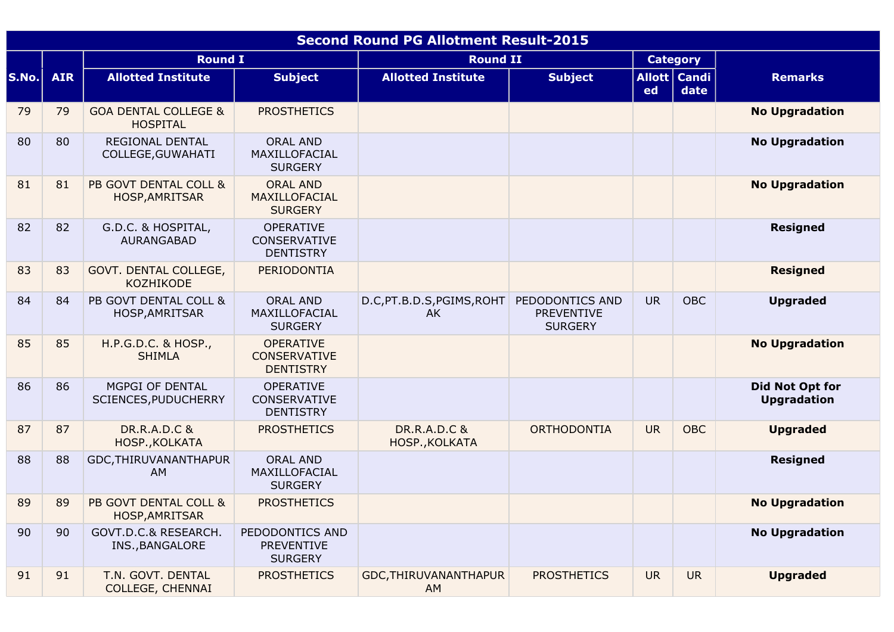| Second Round PG Allotment Result-2015 | | | | | | | | |
|---|---|---|---|---|---|---|---|---|
| S.No. | AIR | Round I | | Round II | | Category | | Remarks |
| | | Allotted Institute | Subject | Allotted Institute | Subject | Allotted | Candidate | |
| 79 | 79 | GOA DENTAL COLLEGE & HOSPITAL | PROSTHETICS | | | | | **No Upgradation** |
| 80 | 80 | REGIONAL DENTAL COLLEGE,GUWAHATI | ORAL AND MAXILLOFACIAL SURGERY | | | | | **No Upgradation** |
| 81 | 81 | PB GOVT DENTAL COLL & HOSP,AMRITSAR | ORAL AND MAXILLOFACIAL SURGERY | | | | | **No Upgradation** |
| 82 | 82 | G.D.C. & HOSPITAL, AURANGABAD | OPERATIVE CONSERVATIVE DENTISTRY | | | | | **Resigned** |
| 83 | 83 | GOVT. DENTAL COLLEGE, KOZHIKODE | PERIODONTIA | | | | | **Resigned** |
| 84 | 84 | PB GOVT DENTAL COLL & HOSP,AMRITSAR | ORAL AND MAXILLOFACIAL SURGERY | D.C,PT.B.D.S,PGIMS,ROHTAK | PEDODONTICS AND PREVENTIVE SURGERY | UR | OBC | **Upgraded** |
| 85 | 85 | H.P.G.D.C. & HOSP., SHIMLA | OPERATIVE CONSERVATIVE DENTISTRY | | | | | **No Upgradation** |
| 86 | 86 | MGPGI OF DENTAL SCIENCES,PUDUCHERRY | OPERATIVE CONSERVATIVE DENTISTRY | | | | | **Did Not Opt for Upgradation** |
| 87 | 87 | DR.R.A.D.C & HOSP.,KOLKATA | PROSTHETICS | DR.R.A.D.C & HOSP.,KOLKATA | ORTHODONTIA | UR | OBC | **Upgraded** |
| 88 | 88 | GDC,THIRUVANANTHAPURAM | ORAL AND MAXILLOFACIAL SURGERY | | | | | **Resigned** |
| 89 | 89 | PB GOVT DENTAL COLL & HOSP,AMRITSAR | PROSTHETICS | | | | | **No Upgradation** |
| 90 | 90 | GOVT.D.C.& RESEARCH. INS.,BANGALORE | PEDODONTICS AND PREVENTIVE SURGERY | | | | | **No Upgradation** |
| 91 | 91 | T.N. GOVT. DENTAL COLLEGE, CHENNAI | PROSTHETICS | GDC,THIRUVANANTHAPURAM | PROSTHETICS | UR | UR | **Upgraded** |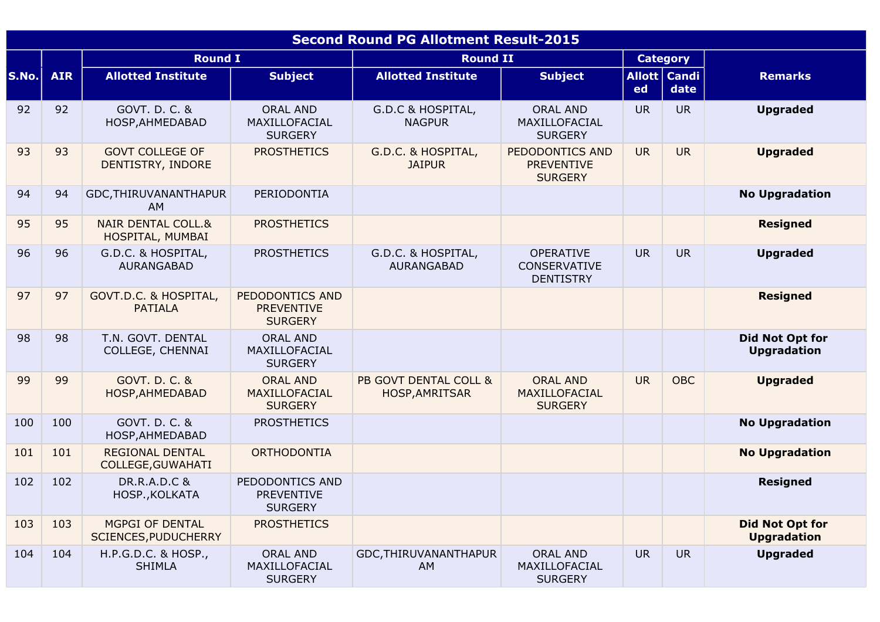| Second Round PG Allotment Result-2015 | | | | | | | | |
|---|---|---|---|---|---|---|---|---|
| S.No. | AIR | Round I | | Round II | | Category | | Remarks |
| | | Allotted Institute | Subject | Allotted Institute | Subject | Allotted | Candidate | |
| 92 | 92 | GOVT. D. C. & HOSP,AHMEDABAD | ORAL AND MAXILLOFACIAL SURGERY | G.D.C & HOSPITAL, NAGPUR | ORAL AND MAXILLOFACIAL SURGERY | UR | UR | **Upgraded** |
| 93 | 93 | GOVT COLLEGE OF DENTISTRY, INDORE | PROSTHETICS | G.D.C. & HOSPITAL, JAIPUR | PEDODONTICS AND PREVENTIVE SURGERY | UR | UR | **Upgraded** |
| 94 | 94 | GDC,THIRUVANANTHAPURAM | PERIODONTIA | | | | | **No Upgradation** |
| 95 | 95 | NAIR DENTAL COLL.& HOSPITAL, MUMBAI | PROSTHETICS | | | | | **Resigned** |
| 96 | 96 | G.D.C. & HOSPITAL, AURANGABAD | PROSTHETICS | G.D.C. & HOSPITAL, AURANGABAD | OPERATIVE CONSERVATIVE DENTISTRY | UR | UR | **Upgraded** |
| 97 | 97 | GOVT.D.C. & HOSPITAL, PATIALA | PEDODONTICS AND PREVENTIVE SURGERY | | | | | **Resigned** |
| 98 | 98 | T.N. GOVT. DENTAL COLLEGE, CHENNAI | ORAL AND MAXILLOFACIAL SURGERY | | | | | **Did Not Opt for Upgradation** |
| 99 | 99 | GOVT. D. C. & HOSP,AHMEDABAD | ORAL AND MAXILLOFACIAL SURGERY | PB GOVT DENTAL COLL & HOSP,AMRITSAR | ORAL AND MAXILLOFACIAL SURGERY | UR | OBC | **Upgraded** |
| 100 | 100 | GOVT. D. C. & HOSP,AHMEDABAD | PROSTHETICS | | | | | **No Upgradation** |
| 101 | 101 | REGIONAL DENTAL COLLEGE,GUWAHATI | ORTHODONTIA | | | | | **No Upgradation** |
| 102 | 102 | DR.R.A.D.C & HOSP.,KOLKATA | PEDODONTICS AND PREVENTIVE SURGERY | | | | | **Resigned** |
| 103 | 103 | MGPGI OF DENTAL SCIENCES,PUDUCHERRY | PROSTHETICS | | | | | **Did Not Opt for Upgradation** |
| 104 | 104 | H.P.G.D.C. & HOSP., SHIMLA | ORAL AND MAXILLOFACIAL SURGERY | GDC,THIRUVANANTHAPURAM | ORAL AND MAXILLOFACIAL SURGERY | UR | UR | **Upgraded** |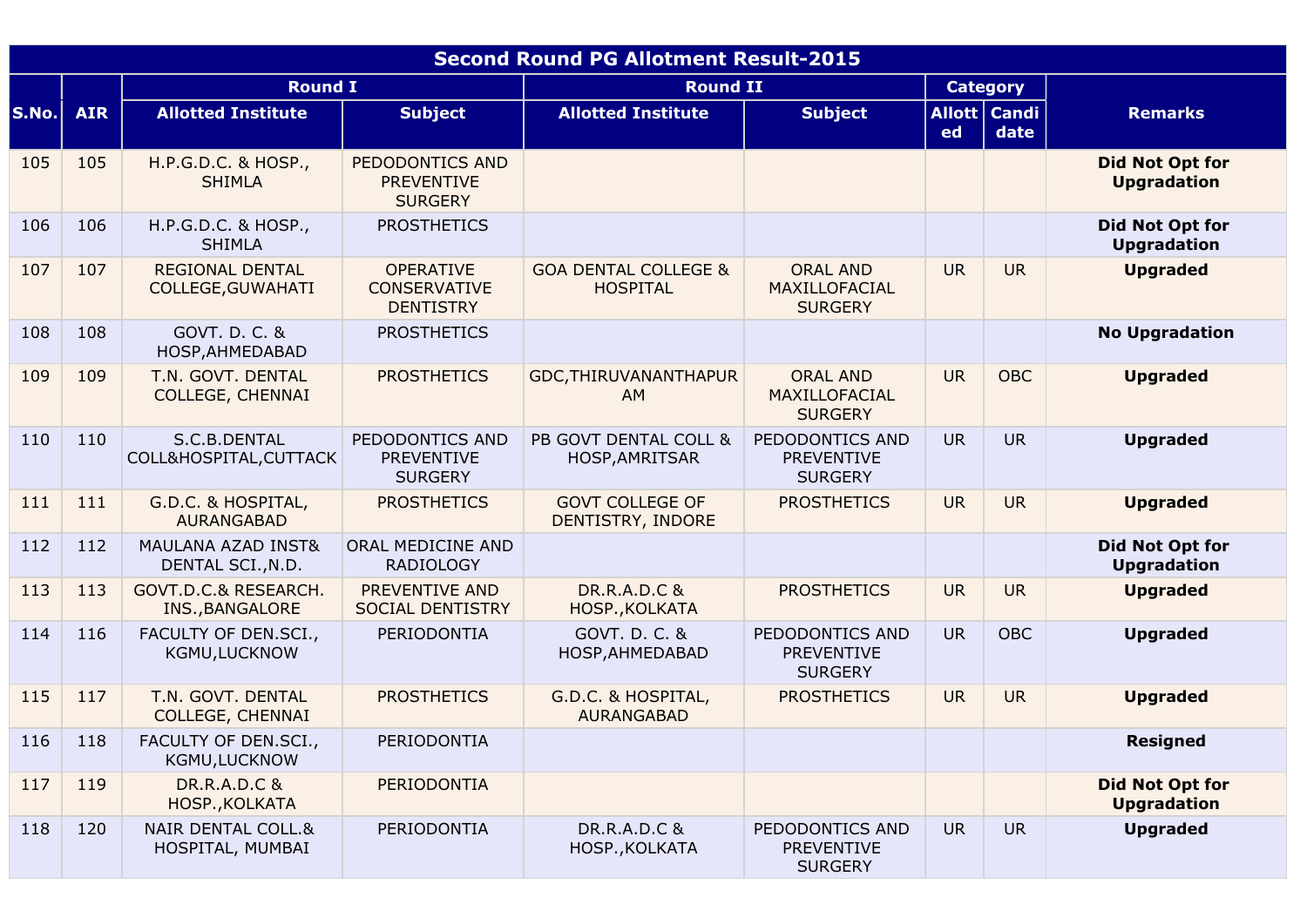| Second Round PG Allotment Result-2015 | | | | | | | | |
|---|---|---|---|---|---|---|---|---|
| S.No. | AIR | Round I | | Round II | | Category | | Remarks |
| | | Allotted Institute | Subject | Allotted Institute | Subject | Allotted | Candidate | |
| 105 | 105 | H.P.G.D.C. & HOSP., SHIMLA | PEDODONTICS AND PREVENTIVE SURGERY | | | | | **Did Not Opt for Upgradation** |
| 106 | 106 | H.P.G.D.C. & HOSP., SHIMLA | PROSTHETICS | | | | | **Did Not Opt for Upgradation** |
| 107 | 107 | REGIONAL DENTAL COLLEGE,GUWAHATI | OPERATIVE CONSERVATIVE DENTISTRY | GOA DENTAL COLLEGE & HOSPITAL | ORAL AND MAXILLOFACIAL SURGERY | UR | UR | **Upgraded** |
| 108 | 108 | GOVT. D. C. & HOSP,AHMEDABAD | PROSTHETICS | | | | | **No Upgradation** |
| 109 | 109 | T.N. GOVT. DENTAL COLLEGE, CHENNAI | PROSTHETICS | GDC,THIRUVANANTHAPURAM | ORAL AND MAXILLOFACIAL SURGERY | UR | OBC | **Upgraded** |
| 110 | 110 | S.C.B.DENTAL COLL&HOSPITAL,CUTTACK | PEDODONTICS AND PREVENTIVE SURGERY | PB GOVT DENTAL COLL & HOSP,AMRITSAR | PEDODONTICS AND PREVENTIVE SURGERY | UR | UR | **Upgraded** |
| 111 | 111 | G.D.C. & HOSPITAL, AURANGABAD | PROSTHETICS | GOVT COLLEGE OF DENTISTRY, INDORE | PROSTHETICS | UR | UR | **Upgraded** |
| 112 | 112 | MAULANA AZAD INST& DENTAL SCI.,N.D. | ORAL MEDICINE AND RADIOLOGY | | | | | **Did Not Opt for Upgradation** |
| 113 | 113 | GOVT.D.C.& RESEARCH. INS.,BANGALORE | PREVENTIVE AND SOCIAL DENTISTRY | DR.R.A.D.C & HOSP.,KOLKATA | PROSTHETICS | UR | UR | **Upgraded** |
| 114 | 116 | FACULTY OF DEN.SCI., KGMU,LUCKNOW | PERIODONTIA | GOVT. D. C. & HOSP,AHMEDABAD | PEDODONTICS AND PREVENTIVE SURGERY | UR | OBC | **Upgraded** |
| 115 | 117 | T.N. GOVT. DENTAL COLLEGE, CHENNAI | PROSTHETICS | G.D.C. & HOSPITAL, AURANGABAD | PROSTHETICS | UR | UR | **Upgraded** |
| 116 | 118 | FACULTY OF DEN.SCI., KGMU,LUCKNOW | PERIODONTIA | | | | | **Resigned** |
| 117 | 119 | DR.R.A.D.C & HOSP.,KOLKATA | PERIODONTIA | | | | | **Did Not Opt for Upgradation** |
| 118 | 120 | NAIR DENTAL COLL.& HOSPITAL, MUMBAI | PERIODONTIA | DR.R.A.D.C & HOSP.,KOLKATA | PEDODONTICS AND PREVENTIVE SURGERY | UR | UR | **Upgraded** |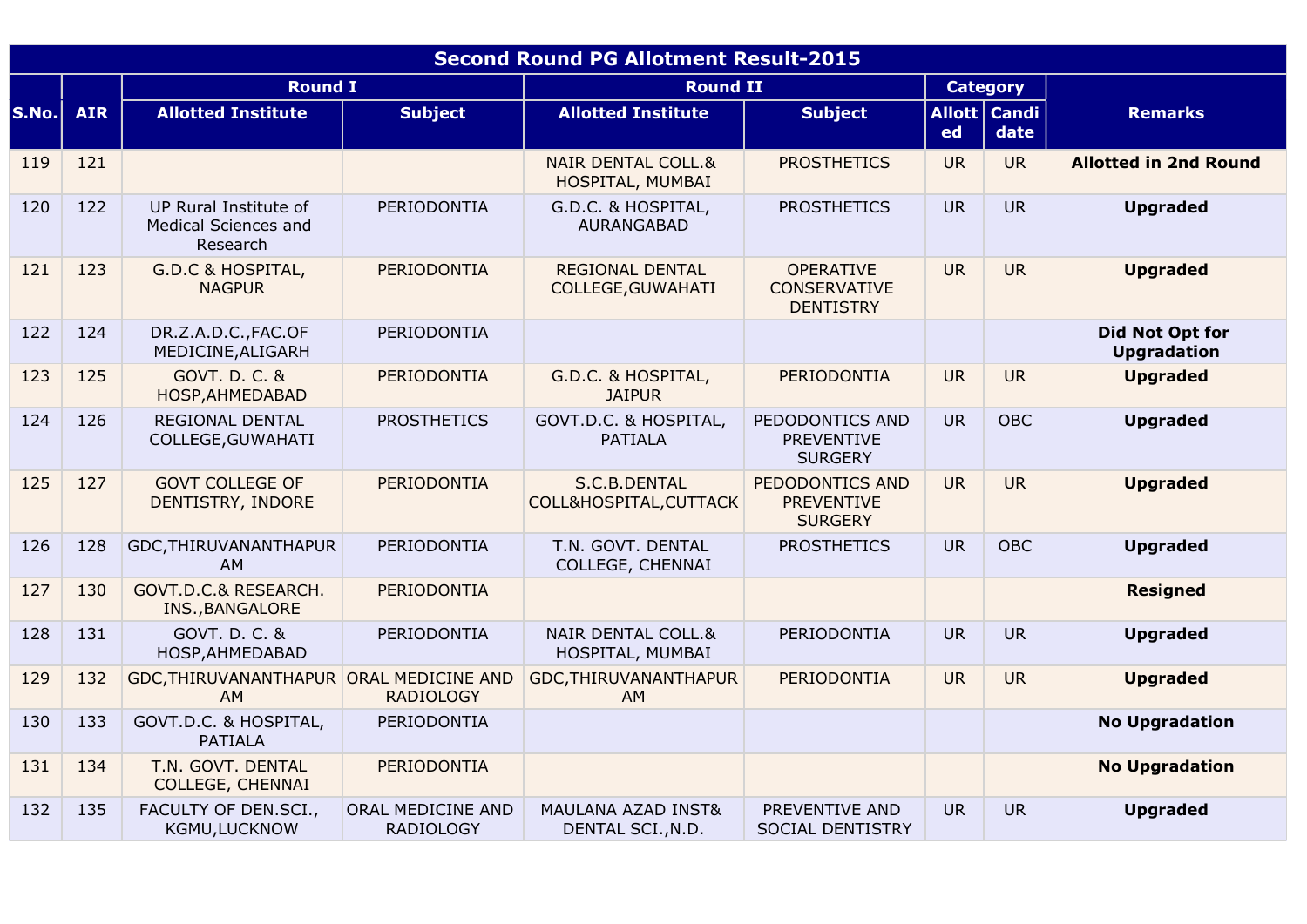| Second Round PG Allotment Result-2015 | | | | | | | | |
|---|---|---|---|---|---|---|---|---|
| | | Round I | | Round II | | Category | | |
| S.No. | AIR | Allotted Institute | Subject | Allotted Institute | Subject | Allotted | Candidate | Remarks |
| 119 | 121 | | | NAIR DENTAL COLL.& HOSPITAL, MUMBAI | PROSTHETICS | UR | UR | **Allotted in 2nd Round** |
| 120 | 122 | UP Rural Institute of Medical Sciences and Research | PERIODONTIA | G.D.C. & HOSPITAL, AURANGABAD | PROSTHETICS | UR | UR | **Upgraded** |
| 121 | 123 | G.D.C & HOSPITAL, NAGPUR | PERIODONTIA | REGIONAL DENTAL COLLEGE,GUWAHATI | OPERATIVE CONSERVATIVE DENTISTRY | UR | UR | **Upgraded** |
| 122 | 124 | DR.Z.A.D.C.,FAC.OF MEDICINE,ALIGARH | PERIODONTIA | | | | | **Did Not Opt for Upgradation** |
| 123 | 125 | GOVT. D. C. & HOSP,AHMEDABAD | PERIODONTIA | G.D.C. & HOSPITAL, JAIPUR | PERIODONTIA | UR | UR | **Upgraded** |
| 124 | 126 | REGIONAL DENTAL COLLEGE,GUWAHATI | PROSTHETICS | GOVT.D.C. & HOSPITAL, PATIALA | PEDODONTICS AND PREVENTIVE SURGERY | UR | OBC | **Upgraded** |
| 125 | 127 | GOVT COLLEGE OF DENTISTRY, INDORE | PERIODONTIA | S.C.B.DENTAL COLL&HOSPITAL,CUTTACK | PEDODONTICS AND PREVENTIVE SURGERY | UR | UR | **Upgraded** |
| 126 | 128 | GDC,THIRUVANANTHAPURAM | PERIODONTIA | T.N. GOVT. DENTAL COLLEGE, CHENNAI | PROSTHETICS | UR | OBC | **Upgraded** |
| 127 | 130 | GOVT.D.C.& RESEARCH. INS.,BANGALORE | PERIODONTIA | | | | | **Resigned** |
| 128 | 131 | GOVT. D. C. & HOSP,AHMEDABAD | PERIODONTIA | NAIR DENTAL COLL.& HOSPITAL, MUMBAI | PERIODONTIA | UR | UR | **Upgraded** |
| 129 | 132 | GDC,THIRUVANANTHAPURAM | ORAL MEDICINE AND RADIOLOGY | GDC,THIRUVANANTHAPURAM | PERIODONTIA | UR | UR | **Upgraded** |
| 130 | 133 | GOVT.D.C. & HOSPITAL, PATIALA | PERIODONTIA | | | | | **No Upgradation** |
| 131 | 134 | T.N. GOVT. DENTAL COLLEGE, CHENNAI | PERIODONTIA | | | | | **No Upgradation** |
| 132 | 135 | FACULTY OF DEN.SCI., KGMU,LUCKNOW | ORAL MEDICINE AND RADIOLOGY | MAULANA AZAD INST& DENTAL SCI.,N.D. | PREVENTIVE AND SOCIAL DENTISTRY | UR | UR | **Upgraded** |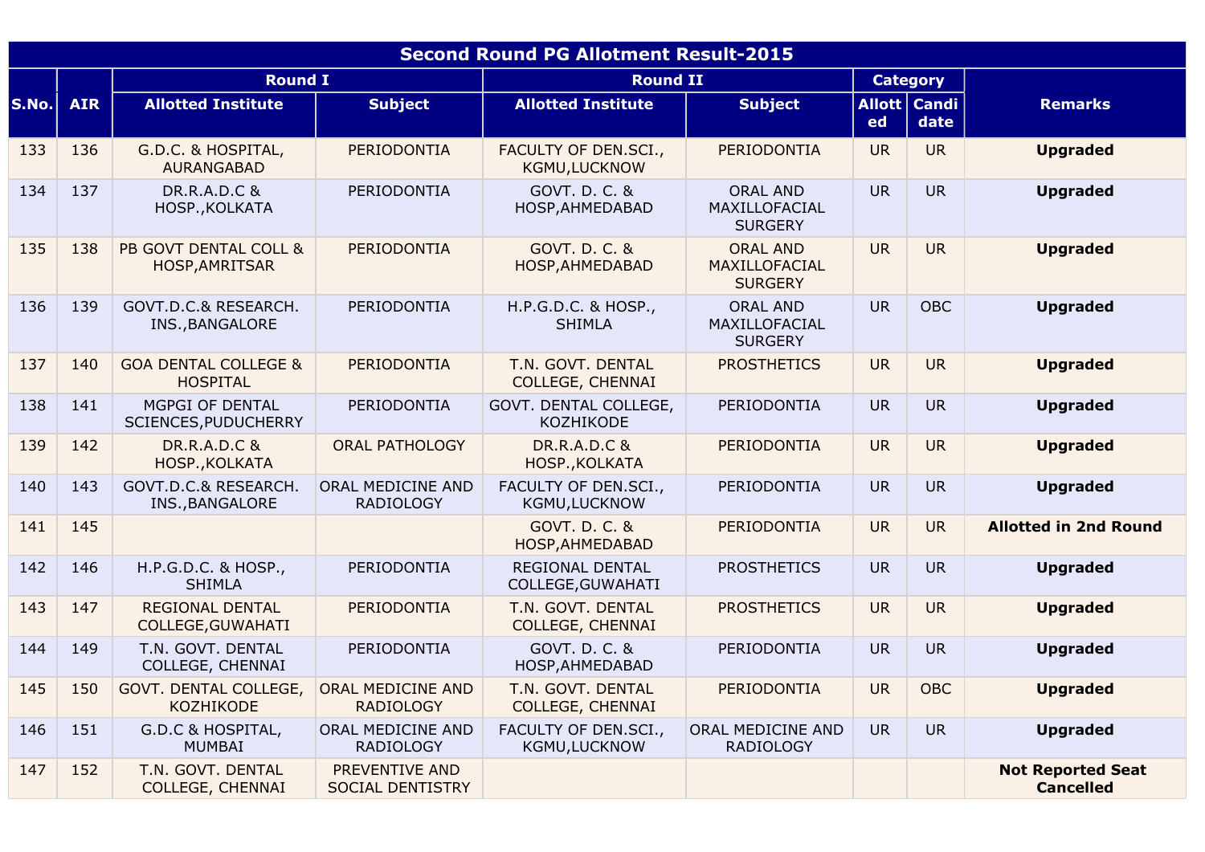| Second Round PG Allotment Result-2015 | | | | | | | | |
|---|---|---|---|---|---|---|---|---|
| S.No. | AIR | Round I | | Round II | | Category | | Remarks |
| | | Allotted Institute | Subject | Allotted Institute | Subject | Allotted | Candidate | |
| 133 | 136 | G.D.C. & HOSPITAL, AURANGABAD | PERIODONTIA | FACULTY OF DEN.SCI., KGMU,LUCKNOW | PERIODONTIA | UR | UR | **Upgraded** |
| 134 | 137 | DR.R.A.D.C & HOSP.,KOLKATA | PERIODONTIA | GOVT. D. C. & HOSP,AHMEDABAD | ORAL AND MAXILLOFACIAL SURGERY | UR | UR | **Upgraded** |
| 135 | 138 | PB GOVT DENTAL COLL & HOSP,AMRITSAR | PERIODONTIA | GOVT. D. C. & HOSP,AHMEDABAD | ORAL AND MAXILLOFACIAL SURGERY | UR | UR | **Upgraded** |
| 136 | 139 | GOVT.D.C.& RESEARCH. INS.,BANGALORE | PERIODONTIA | H.P.G.D.C. & HOSP., SHIMLA | ORAL AND MAXILLOFACIAL SURGERY | UR | OBC | **Upgraded** |
| 137 | 140 | GOA DENTAL COLLEGE & HOSPITAL | PERIODONTIA | T.N. GOVT. DENTAL COLLEGE, CHENNAI | PROSTHETICS | UR | UR | **Upgraded** |
| 138 | 141 | MGPGI OF DENTAL SCIENCES,PUDUCHERRY | PERIODONTIA | GOVT. DENTAL COLLEGE, KOZHIKODE | PERIODONTIA | UR | UR | **Upgraded** |
| 139 | 142 | DR.R.A.D.C & HOSP.,KOLKATA | ORAL PATHOLOGY | DR.R.A.D.C & HOSP.,KOLKATA | PERIODONTIA | UR | UR | **Upgraded** |
| 140 | 143 | GOVT.D.C.& RESEARCH. INS.,BANGALORE | ORAL MEDICINE AND RADIOLOGY | FACULTY OF DEN.SCI., KGMU,LUCKNOW | PERIODONTIA | UR | UR | **Upgraded** |
| 141 | 145 | | | GOVT. D. C. & HOSP,AHMEDABAD | PERIODONTIA | UR | UR | **Allotted in 2nd Round** |
| 142 | 146 | H.P.G.D.C. & HOSP., SHIMLA | PERIODONTIA | REGIONAL DENTAL COLLEGE,GUWAHATI | PROSTHETICS | UR | UR | **Upgraded** |
| 143 | 147 | REGIONAL DENTAL COLLEGE,GUWAHATI | PERIODONTIA | T.N. GOVT. DENTAL COLLEGE, CHENNAI | PROSTHETICS | UR | UR | **Upgraded** |
| 144 | 149 | T.N. GOVT. DENTAL COLLEGE, CHENNAI | PERIODONTIA | GOVT. D. C. & HOSP,AHMEDABAD | PERIODONTIA | UR | UR | **Upgraded** |
| 145 | 150 | GOVT. DENTAL COLLEGE, KOZHIKODE | ORAL MEDICINE AND RADIOLOGY | T.N. GOVT. DENTAL COLLEGE, CHENNAI | PERIODONTIA | UR | OBC | **Upgraded** |
| 146 | 151 | G.D.C & HOSPITAL, MUMBAI | ORAL MEDICINE AND RADIOLOGY | FACULTY OF DEN.SCI., KGMU,LUCKNOW | ORAL MEDICINE AND RADIOLOGY | UR | UR | **Upgraded** |
| 147 | 152 | T.N. GOVT. DENTAL COLLEGE, CHENNAI | PREVENTIVE AND SOCIAL DENTISTRY | | | | | **Not Reported Seat Cancelled** |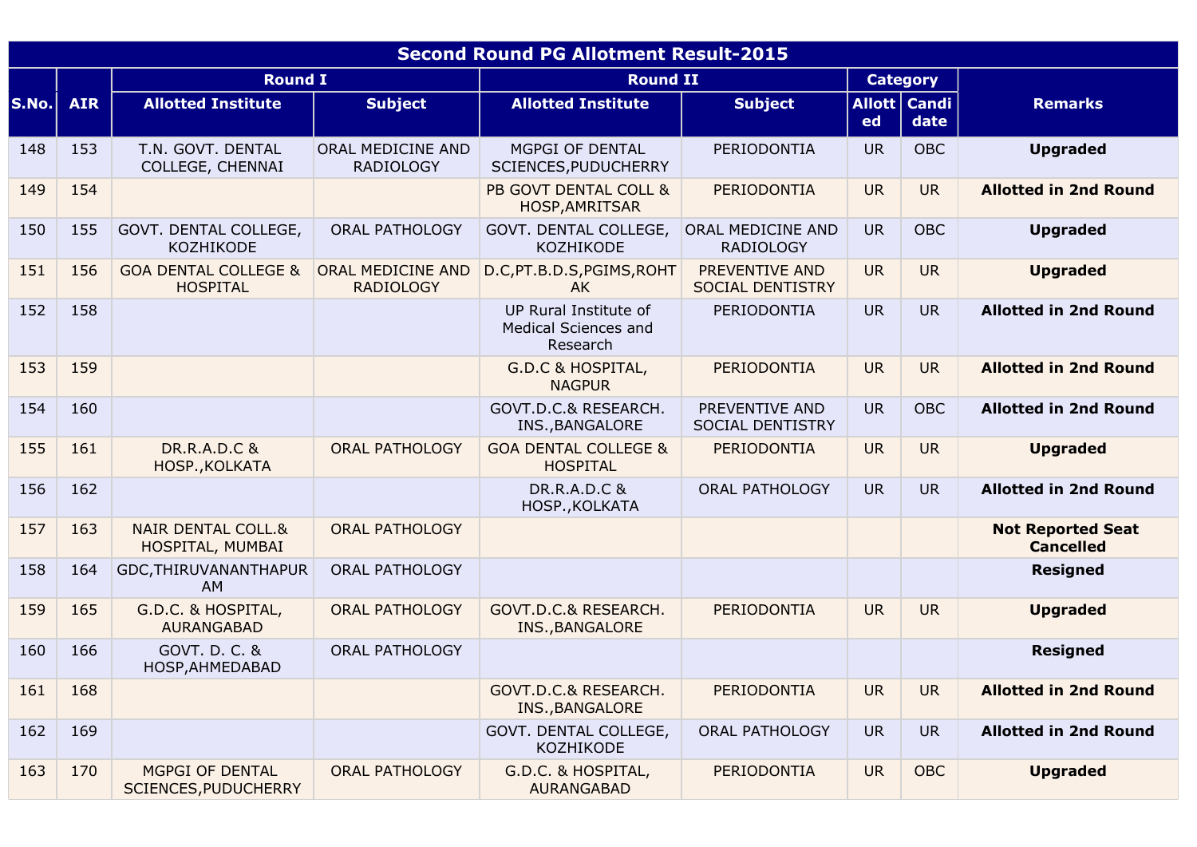| Second Round PG Allotment Result-2015 | | | | | | | | |
|---|---|---|---|---|---|---|---|---|
| S.No. | AIR | Round I | | Round II | | Category | | Remarks |
| | | Allotted Institute | Subject | Allotted Institute | Subject | Allotted | Candidate | |
| 148 | 153 | T.N. GOVT. DENTAL COLLEGE, CHENNAI | ORAL MEDICINE AND RADIOLOGY | MGPGI OF DENTAL SCIENCES,PUDUCHERRY | PERIODONTIA | UR | OBC | **Upgraded** |
| 149 | 154 | | | PB GOVT DENTAL COLL & HOSP,AMRITSAR | PERIODONTIA | UR | UR | **Allotted in 2nd Round** |
| 150 | 155 | GOVT. DENTAL COLLEGE, KOZHIKODE | ORAL PATHOLOGY | GOVT. DENTAL COLLEGE, KOZHIKODE | ORAL MEDICINE AND RADIOLOGY | UR | OBC | **Upgraded** |
| 151 | 156 | GOA DENTAL COLLEGE & HOSPITAL | ORAL MEDICINE AND RADIOLOGY | D.C,PT.B.D.S,PGIMS,ROHTAK | PREVENTIVE AND SOCIAL DENTISTRY | UR | UR | **Upgraded** |
| 152 | 158 | | | UP Rural Institute of Medical Sciences and Research | PERIODONTIA | UR | UR | **Allotted in 2nd Round** |
| 153 | 159 | | | G.D.C & HOSPITAL, NAGPUR | PERIODONTIA | UR | UR | **Allotted in 2nd Round** |
| 154 | 160 | | | GOVT.D.C.& RESEARCH. INS.,BANGALORE | PREVENTIVE AND SOCIAL DENTISTRY | UR | OBC | **Allotted in 2nd Round** |
| 155 | 161 | DR.R.A.D.C & HOSP.,KOLKATA | ORAL PATHOLOGY | GOA DENTAL COLLEGE & HOSPITAL | PERIODONTIA | UR | UR | **Upgraded** |
| 156 | 162 | | | DR.R.A.D.C & HOSP.,KOLKATA | ORAL PATHOLOGY | UR | UR | **Allotted in 2nd Round** |
| 157 | 163 | NAIR DENTAL COLL.& HOSPITAL, MUMBAI | ORAL PATHOLOGY | | | | | **Not Reported Seat Cancelled** |
| 158 | 164 | GDC,THIRUVANANTHAPURAM | ORAL PATHOLOGY | | | | | **Resigned** |
| 159 | 165 | G.D.C. & HOSPITAL, AURANGABAD | ORAL PATHOLOGY | GOVT.D.C.& RESEARCH. INS.,BANGALORE | PERIODONTIA | UR | UR | **Upgraded** |
| 160 | 166 | GOVT. D. C. & HOSP,AHMEDABAD | ORAL PATHOLOGY | | | | | **Resigned** |
| 161 | 168 | | | GOVT.D.C.& RESEARCH. INS.,BANGALORE | PERIODONTIA | UR | UR | **Allotted in 2nd Round** |
| 162 | 169 | | | GOVT. DENTAL COLLEGE, KOZHIKODE | ORAL PATHOLOGY | UR | UR | **Allotted in 2nd Round** |
| 163 | 170 | MGPGI OF DENTAL SCIENCES,PUDUCHERRY | ORAL PATHOLOGY | G.D.C. & HOSPITAL, AURANGABAD | PERIODONTIA | UR | OBC | **Upgraded** |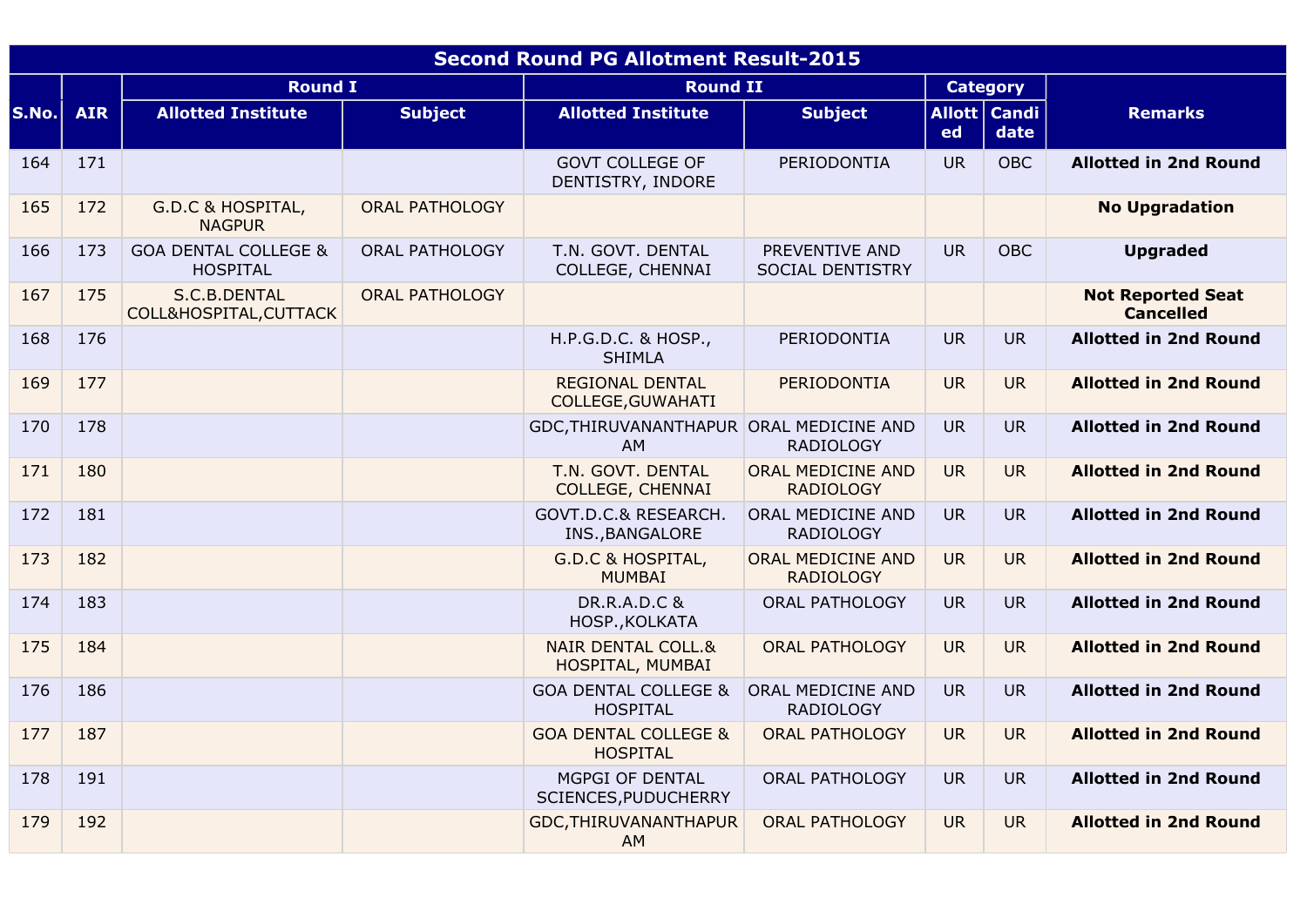| Second Round PG Allotment Result-2015 | | | | | | | | |
|---|---|---|---|---|---|---|---|---|
| S.No. | AIR | Round I | | Round II | | Category | | Remarks |
| | | Allotted Institute | Subject | Allotted Institute | Subject | Allotted | Candidate | |
| 164 | 171 | | | GOVT COLLEGE OF DENTISTRY, INDORE | PERIODONTIA | UR | OBC | **Allotted in 2nd Round** |
| 165 | 172 | G.D.C & HOSPITAL, NAGPUR | ORAL PATHOLOGY | | | | | **No Upgradation** |
| 166 | 173 | GOA DENTAL COLLEGE & HOSPITAL | ORAL PATHOLOGY | T.N. GOVT. DENTAL COLLEGE, CHENNAI | PREVENTIVE AND SOCIAL DENTISTRY | UR | OBC | **Upgraded** |
| 167 | 175 | S.C.B.DENTAL COLL&HOSPITAL,CUTTACK | ORAL PATHOLOGY | | | | | **Not Reported Seat Cancelled** |
| 168 | 176 | | | H.P.G.D.C. & HOSP., SHIMLA | PERIODONTIA | UR | UR | **Allotted in 2nd Round** |
| 169 | 177 | | | REGIONAL DENTAL COLLEGE,GUWAHATI | PERIODONTIA | UR | UR | **Allotted in 2nd Round** |
| 170 | 178 | | | GDC,THIRUVANANTHAPURAM | ORAL MEDICINE AND RADIOLOGY | UR | UR | **Allotted in 2nd Round** |
| 171 | 180 | | | T.N. GOVT. DENTAL COLLEGE, CHENNAI | ORAL MEDICINE AND RADIOLOGY | UR | UR | **Allotted in 2nd Round** |
| 172 | 181 | | | GOVT.D.C.& RESEARCH. INS.,BANGALORE | ORAL MEDICINE AND RADIOLOGY | UR | UR | **Allotted in 2nd Round** |
| 173 | 182 | | | G.D.C & HOSPITAL, MUMBAI | ORAL MEDICINE AND RADIOLOGY | UR | UR | **Allotted in 2nd Round** |
| 174 | 183 | | | DR.R.A.D.C & HOSP.,KOLKATA | ORAL PATHOLOGY | UR | UR | **Allotted in 2nd Round** |
| 175 | 184 | | | NAIR DENTAL COLL.& HOSPITAL, MUMBAI | ORAL PATHOLOGY | UR | UR | **Allotted in 2nd Round** |
| 176 | 186 | | | GOA DENTAL COLLEGE & HOSPITAL | ORAL MEDICINE AND RADIOLOGY | UR | UR | **Allotted in 2nd Round** |
| 177 | 187 | | | GOA DENTAL COLLEGE & HOSPITAL | ORAL PATHOLOGY | UR | UR | **Allotted in 2nd Round** |
| 178 | 191 | | | MGPGI OF DENTAL SCIENCES,PUDUCHERRY | ORAL PATHOLOGY | UR | UR | **Allotted in 2nd Round** |
| 179 | 192 | | | GDC,THIRUVANANTHAPURAM | ORAL PATHOLOGY | UR | UR | **Allotted in 2nd Round** |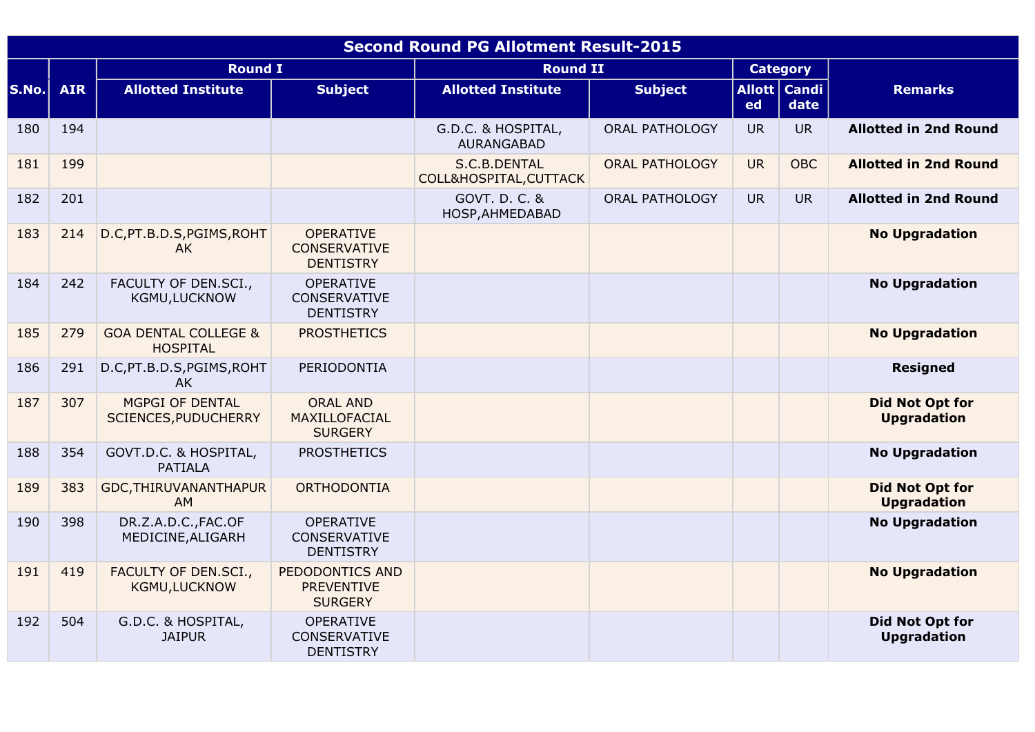| Second Round PG Allotment Result-2015 | | | | | | | | |
|---|---|---|---|---|---|---|---|---|
| S.No. | AIR | Round I | | Round II | | Category | | Remarks |
| | | Allotted Institute | Subject | Allotted Institute | Subject | Allotted | Candidate | |
| 180 | 194 | | | G.D.C. & HOSPITAL, AURANGABAD | ORAL PATHOLOGY | UR | UR | **Allotted in 2nd Round** |
| 181 | 199 | | | S.C.B.DENTAL COLL&HOSPITAL,CUTTACK | ORAL PATHOLOGY | UR | OBC | **Allotted in 2nd Round** |
| 182 | 201 | | | GOVT. D. C. & HOSP,AHMEDABAD | ORAL PATHOLOGY | UR | UR | **Allotted in 2nd Round** |
| 183 | 214 | D.C,PT.B.D.S,PGIMS,ROHTAK | OPERATIVE CONSERVATIVE DENTISTRY | | | | | **No Upgradation** |
| 184 | 242 | FACULTY OF DEN.SCI., KGMU,LUCKNOW | OPERATIVE CONSERVATIVE DENTISTRY | | | | | **No Upgradation** |
| 185 | 279 | GOA DENTAL COLLEGE & HOSPITAL | PROSTHETICS | | | | | **No Upgradation** |
| 186 | 291 | D.C,PT.B.D.S,PGIMS,ROHTAK | PERIODONTIA | | | | | **Resigned** |
| 187 | 307 | MGPGI OF DENTAL SCIENCES,PUDUCHERRY | ORAL AND MAXILLOFACIAL SURGERY | | | | | **Did Not Opt for Upgradation** |
| 188 | 354 | GOVT.D.C. & HOSPITAL, PATIALA | PROSTHETICS | | | | | **No Upgradation** |
| 189 | 383 | GDC,THIRUVANANTHAPURAM | ORTHODONTIA | | | | | **Did Not Opt for Upgradation** |
| 190 | 398 | DR.Z.A.D.C.,FAC.OF MEDICINE,ALIGARH | OPERATIVE CONSERVATIVE DENTISTRY | | | | | **No Upgradation** |
| 191 | 419 | FACULTY OF DEN.SCI., KGMU,LUCKNOW | PEDODONTICS AND PREVENTIVE SURGERY | | | | | **No Upgradation** |
| 192 | 504 | G.D.C. & HOSPITAL, JAIPUR | OPERATIVE CONSERVATIVE DENTISTRY | | | | | **Did Not Opt for Upgradation** |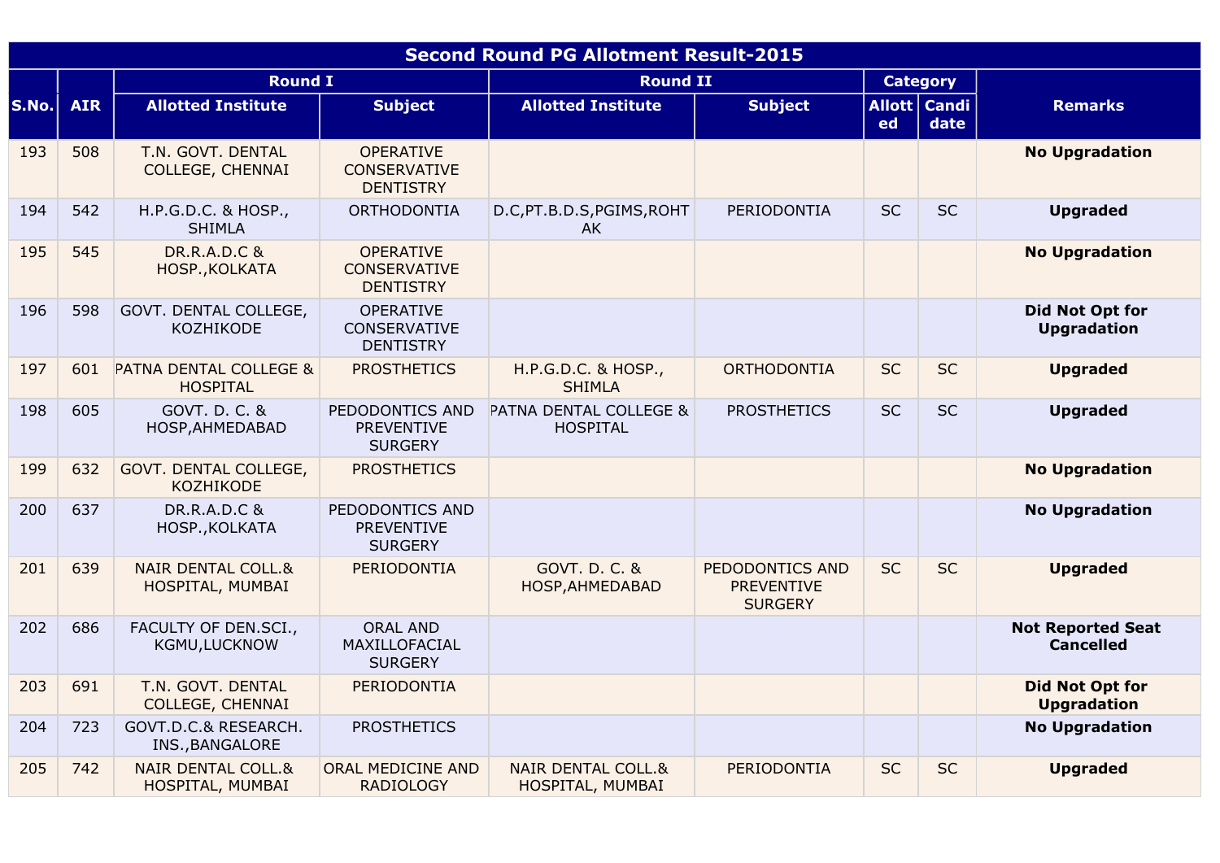| Second Round PG Allotment Result-2015 | | | | | | | | |
|---|---|---|---|---|---|---|---|---|
| S.No. | AIR | Round I | | Round II | | Category | | Remarks |
| | | Allotted Institute | Subject | Allotted Institute | Subject | Allotted | Candidate | |
| 193 | 508 | T.N. GOVT. DENTAL COLLEGE, CHENNAI | OPERATIVE CONSERVATIVE DENTISTRY | | | | | **No Upgradation** |
| 194 | 542 | H.P.G.D.C. & HOSP., SHIMLA | ORTHODONTIA | D.C,PT.B.D.S,PGIMS,ROHTAK | PERIODONTIA | SC | SC | **Upgraded** |
| 195 | 545 | DR.R.A.D.C & HOSP.,KOLKATA | OPERATIVE CONSERVATIVE DENTISTRY | | | | | **No Upgradation** |
| 196 | 598 | GOVT. DENTAL COLLEGE, KOZHIKODE | OPERATIVE CONSERVATIVE DENTISTRY | | | | | **Did Not Opt for Upgradation** |
| 197 | 601 | PATNA DENTAL COLLEGE & HOSPITAL | PROSTHETICS | H.P.G.D.C. & HOSP., SHIMLA | ORTHODONTIA | SC | SC | **Upgraded** |
| 198 | 605 | GOVT. D. C. & HOSP,AHMEDABAD | PEDODONTICS AND PREVENTIVE SURGERY | PATNA DENTAL COLLEGE & HOSPITAL | PROSTHETICS | SC | SC | **Upgraded** |
| 199 | 632 | GOVT. DENTAL COLLEGE, KOZHIKODE | PROSTHETICS | | | | | **No Upgradation** |
| 200 | 637 | DR.R.A.D.C & HOSP.,KOLKATA | PEDODONTICS AND PREVENTIVE SURGERY | | | | | **No Upgradation** |
| 201 | 639 | NAIR DENTAL COLL.& HOSPITAL, MUMBAI | PERIODONTIA | GOVT. D. C. & HOSP,AHMEDABAD | PEDODONTICS AND PREVENTIVE SURGERY | SC | SC | **Upgraded** |
| 202 | 686 | FACULTY OF DEN.SCI., KGMU,LUCKNOW | ORAL AND MAXILLOFACIAL SURGERY | | | | | **Not Reported Seat Cancelled** |
| 203 | 691 | T.N. GOVT. DENTAL COLLEGE, CHENNAI | PERIODONTIA | | | | | **Did Not Opt for Upgradation** |
| 204 | 723 | GOVT.D.C.& RESEARCH. INS.,BANGALORE | PROSTHETICS | | | | | **No Upgradation** |
| 205 | 742 | NAIR DENTAL COLL.& HOSPITAL, MUMBAI | ORAL MEDICINE AND RADIOLOGY | NAIR DENTAL COLL.& HOSPITAL, MUMBAI | PERIODONTIA | SC | SC | **Upgraded** |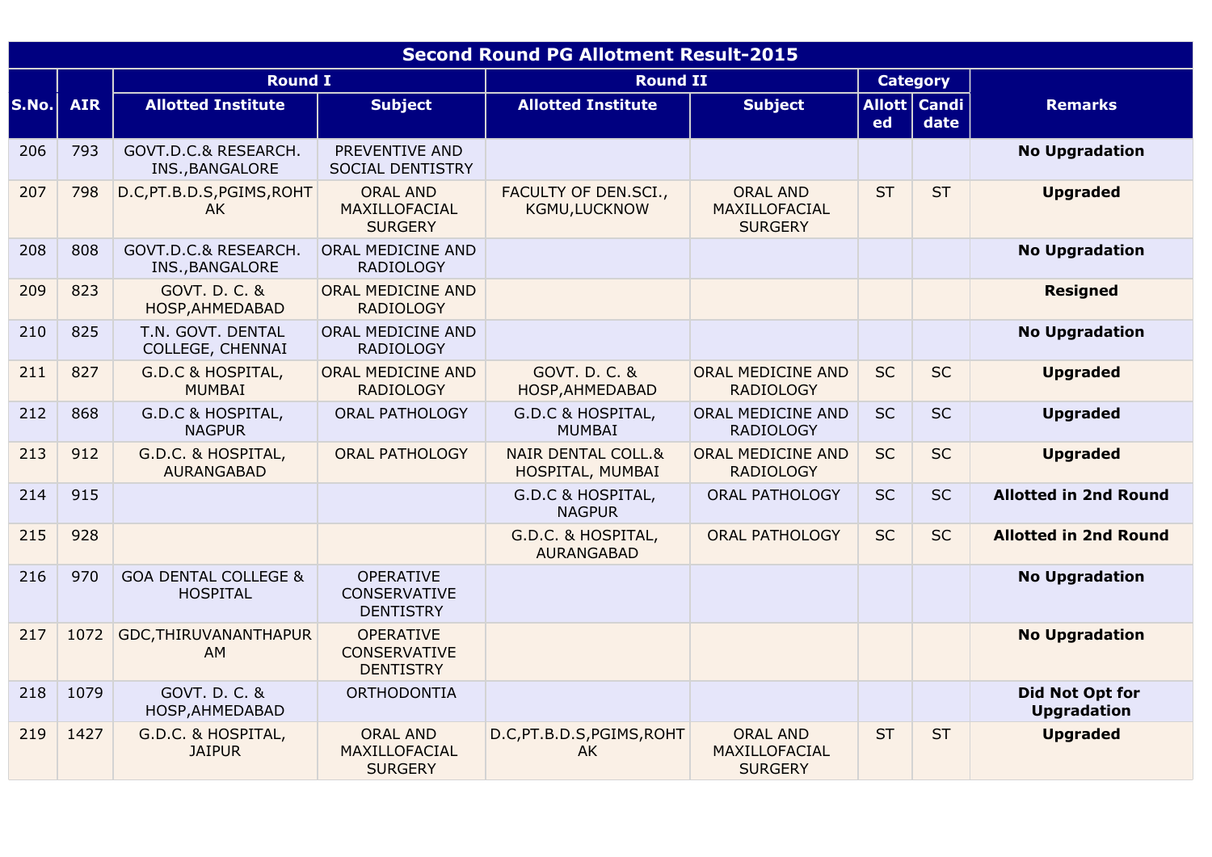| Second Round PG Allotment Result-2015 | | | | | | | | |
|---|---|---|---|---|---|---|---|---|
| S.No. | AIR | Round I | | Round II | | Category | | Remarks |
| | | Allotted Institute | Subject | Allotted Institute | Subject | Allotted | Candidate | |
| 206 | 793 | GOVT.D.C.& RESEARCH. INS.,BANGALORE | PREVENTIVE AND SOCIAL DENTISTRY | | | | | **No Upgradation** |
| 207 | 798 | D.C,PT.B.D.S,PGIMS,ROHTAK | ORAL AND MAXILLOFACIAL SURGERY | FACULTY OF DEN.SCI., KGMU,LUCKNOW | ORAL AND MAXILLOFACIAL SURGERY | ST | ST | **Upgraded** |
| 208 | 808 | GOVT.D.C.& RESEARCH. INS.,BANGALORE | ORAL MEDICINE AND RADIOLOGY | | | | | **No Upgradation** |
| 209 | 823 | GOVT. D. C. & HOSP,AHMEDABAD | ORAL MEDICINE AND RADIOLOGY | | | | | **Resigned** |
| 210 | 825 | T.N. GOVT. DENTAL COLLEGE, CHENNAI | ORAL MEDICINE AND RADIOLOGY | | | | | **No Upgradation** |
| 211 | 827 | G.D.C & HOSPITAL, MUMBAI | ORAL MEDICINE AND RADIOLOGY | GOVT. D. C. & HOSP,AHMEDABAD | ORAL MEDICINE AND RADIOLOGY | SC | SC | **Upgraded** |
| 212 | 868 | G.D.C & HOSPITAL, NAGPUR | ORAL PATHOLOGY | G.D.C & HOSPITAL, MUMBAI | ORAL MEDICINE AND RADIOLOGY | SC | SC | **Upgraded** |
| 213 | 912 | G.D.C. & HOSPITAL, AURANGABAD | ORAL PATHOLOGY | NAIR DENTAL COLL.& HOSPITAL, MUMBAI | ORAL MEDICINE AND RADIOLOGY | SC | SC | **Upgraded** |
| 214 | 915 | | | G.D.C & HOSPITAL, NAGPUR | ORAL PATHOLOGY | SC | SC | **Allotted in 2nd Round** |
| 215 | 928 | | | G.D.C. & HOSPITAL, AURANGABAD | ORAL PATHOLOGY | SC | SC | **Allotted in 2nd Round** |
| 216 | 970 | GOA DENTAL COLLEGE & HOSPITAL | OPERATIVE CONSERVATIVE DENTISTRY | | | | | **No Upgradation** |
| 217 | 1072 | GDC,THIRUVANANTHAPURAM | OPERATIVE CONSERVATIVE DENTISTRY | | | | | **No Upgradation** |
| 218 | 1079 | GOVT. D. C. & HOSP,AHMEDABAD | ORTHODONTIA | | | | | **Did Not Opt for Upgradation** |
| 219 | 1427 | G.D.C. & HOSPITAL, JAIPUR | ORAL AND MAXILLOFACIAL SURGERY | D.C,PT.B.D.S,PGIMS,ROHTAK | ORAL AND MAXILLOFACIAL SURGERY | ST | ST | **Upgraded** |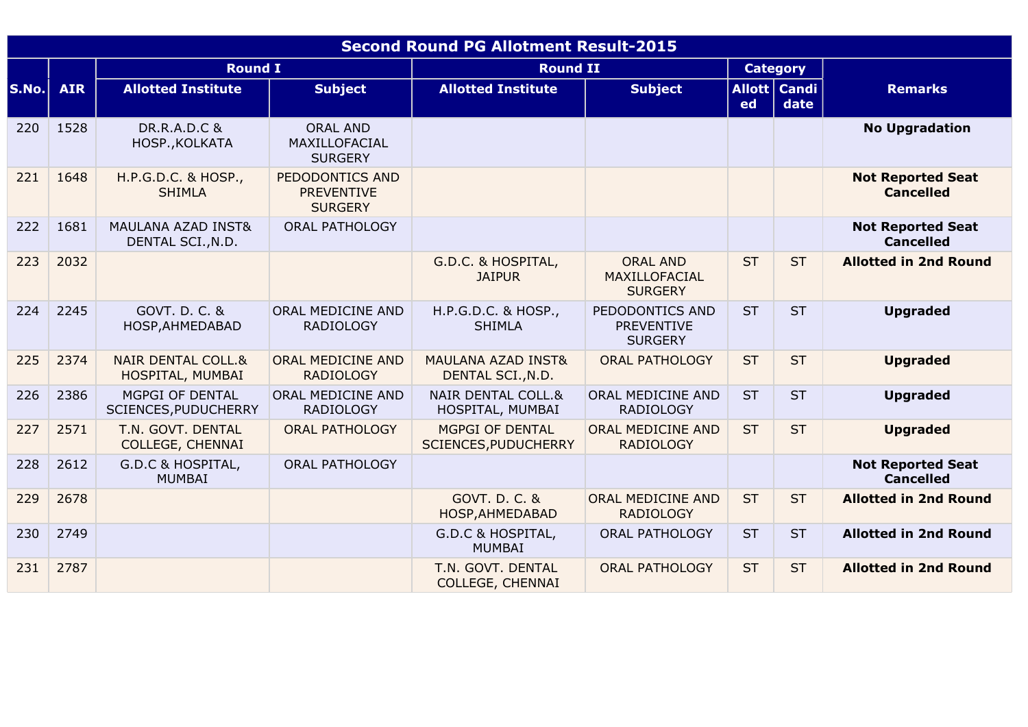| Second Round PG Allotment Result-2015 | | | | | | | | |
|---|---|---|---|---|---|---|---|---|
| | | Round I | | Round II | | Category | | |
| S.No. | AIR | Allotted Institute | Subject | Allotted Institute | Subject | Allotted | Candidate | Remarks |
| 220 | 1528 | DR.R.A.D.C & HOSP.,KOLKATA | ORAL AND MAXILLOFACIAL SURGERY | | | | | **No Upgradation** |
| 221 | 1648 | H.P.G.D.C. & HOSP., SHIMLA | PEDODONTICS AND PREVENTIVE SURGERY | | | | | **Not Reported Seat Cancelled** |
| 222 | 1681 | MAULANA AZAD INST& DENTAL SCI.,N.D. | ORAL PATHOLOGY | | | | | **Not Reported Seat Cancelled** |
| 223 | 2032 | | | G.D.C. & HOSPITAL, JAIPUR | ORAL AND MAXILLOFACIAL SURGERY | ST | ST | **Allotted in 2nd Round** |
| 224 | 2245 | GOVT. D. C. & HOSP,AHMEDABAD | ORAL MEDICINE AND RADIOLOGY | H.P.G.D.C. & HOSP., SHIMLA | PEDODONTICS AND PREVENTIVE SURGERY | ST | ST | **Upgraded** |
| 225 | 2374 | NAIR DENTAL COLL.& HOSPITAL, MUMBAI | ORAL MEDICINE AND RADIOLOGY | MAULANA AZAD INST& DENTAL SCI.,N.D. | ORAL PATHOLOGY | ST | ST | **Upgraded** |
| 226 | 2386 | MGPGI OF DENTAL SCIENCES,PUDUCHERRY | ORAL MEDICINE AND RADIOLOGY | NAIR DENTAL COLL.& HOSPITAL, MUMBAI | ORAL MEDICINE AND RADIOLOGY | ST | ST | **Upgraded** |
| 227 | 2571 | T.N. GOVT. DENTAL COLLEGE, CHENNAI | ORAL PATHOLOGY | MGPGI OF DENTAL SCIENCES,PUDUCHERRY | ORAL MEDICINE AND RADIOLOGY | ST | ST | **Upgraded** |
| 228 | 2612 | G.D.C & HOSPITAL, MUMBAI | ORAL PATHOLOGY | | | | | **Not Reported Seat Cancelled** |
| 229 | 2678 | | | GOVT. D. C. & HOSP,AHMEDABAD | ORAL MEDICINE AND RADIOLOGY | ST | ST | **Allotted in 2nd Round** |
| 230 | 2749 | | | G.D.C & HOSPITAL, MUMBAI | ORAL PATHOLOGY | ST | ST | **Allotted in 2nd Round** |
| 231 | 2787 | | | T.N. GOVT. DENTAL COLLEGE, CHENNAI | ORAL PATHOLOGY | ST | ST | **Allotted in 2nd Round** |